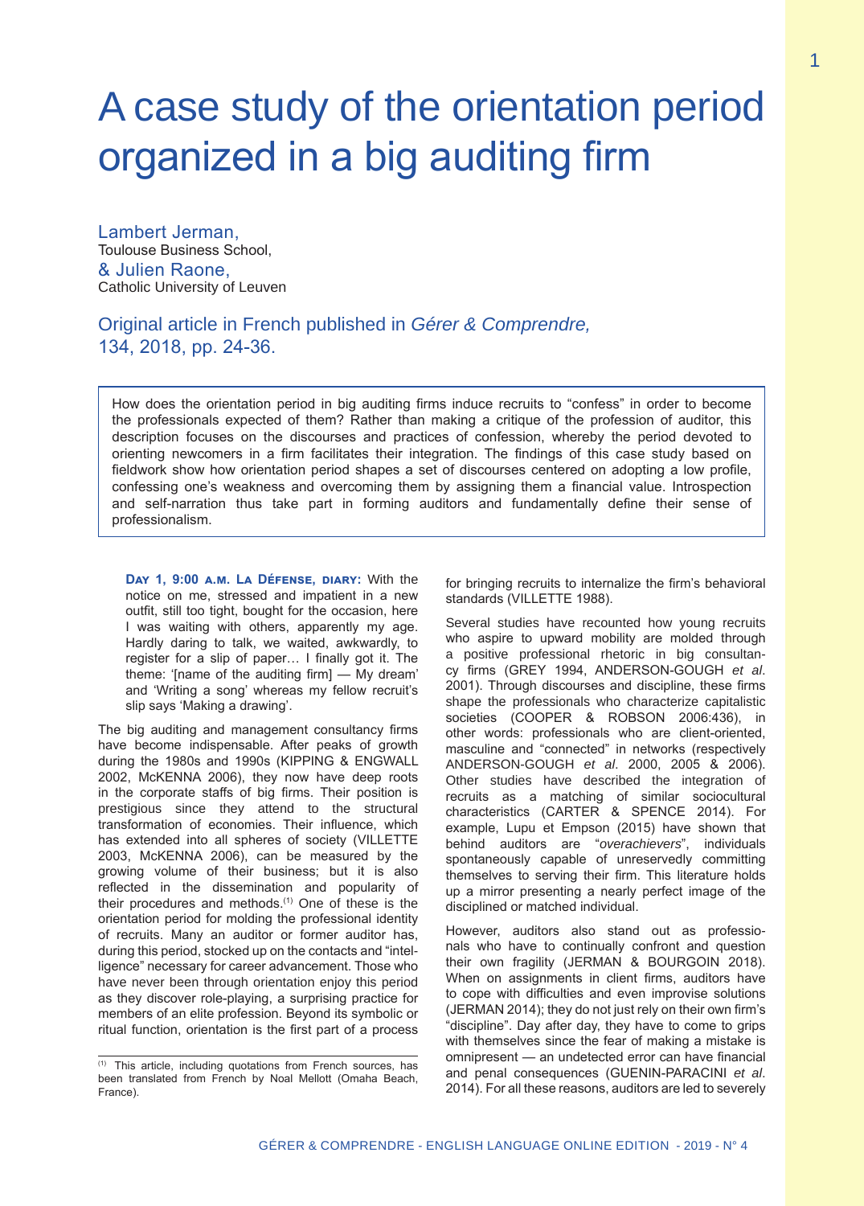# A case study of the orientation period organized in a big auditing firm

Lambert Jerman,
Toulouse Business School,
& Julien Raone,
Catholic University of Leuven

Original article in French published in *Gérer & Comprendre,* 134, 2018, pp. 24-36.

How does the orientation period in big auditing firms induce recruits to "confess" in order to become the professionals expected of them? Rather than making a critique of the profession of auditor, this description focuses on the discourses and practices of confession, whereby the period devoted to orienting newcomers in a firm facilitates their integration. The findings of this case study based on fieldwork show how orientation period shapes a set of discourses centered on adopting a low profile, confessing one's weakness and overcoming them by assigning them a financial value. Introspection and self-narration thus take part in forming auditors and fundamentally define their sense of professionalism.

**Day 1, 9:00 a.m. La Défense, diary:** With the notice on me, stressed and impatient in a new outfit, still too tight, bought for the occasion, here I was waiting with others, apparently my age. Hardly daring to talk, we waited, awkwardly, to register for a slip of paper… I finally got it. The theme: '[name of the auditing firm] — My dream' and 'Writing a song' whereas my fellow recruit's slip says 'Making a drawing'.

The big auditing and management consultancy firms have become indispensable. After peaks of growth during the 1980s and 1990s (KIPPING & ENGWALL 2002, McKENNA 2006), they now have deep roots in the corporate staffs of big firms. Their position is prestigious since they attend to the structural transformation of economies. Their influence, which has extended into all spheres of society (VILLETTE 2003, McKENNA 2006), can be measured by the growing volume of their business; but it is also reflected in the dissemination and popularity of their procedures and methods.[1] One of these is the orientation period for molding the professional identity of recruits. Many an auditor or former auditor has, during this period, stocked up on the contacts and "intelligence" necessary for career advancement. Those who have never been through orientation enjoy this period as they discover role-playing, a surprising practice for members of an elite profession. Beyond its symbolic or ritual function, orientation is the first part of a process for bringing recruits to internalize the firm's behavioral standards (VILLETTE 1988).

Several studies have recounted how young recruits who aspire to upward mobility are molded through a positive professional rhetoric in big consultancy firms (GREY 1994, ANDERSON-GOUGH *et al*. 2001). Through discourses and discipline, these firms shape the professionals who characterize capitalistic societies (COOPER & ROBSON 2006:436), in other words: professionals who are client-oriented, masculine and "connected" in networks (respectively ANDERSON-GOUGH *et al*. 2000, 2005 & 2006). Other studies have described the integration of recruits as a matching of similar sociocultural characteristics (CARTER & SPENCE 2014). For example, Lupu et Empson (2015) have shown that behind auditors are "*overachievers*", individuals spontaneously capable of unreservedly committing themselves to serving their firm. This literature holds up a mirror presenting a nearly perfect image of the disciplined or matched individual.

However, auditors also stand out as professionals who have to continually confront and question their own fragility (JERMAN & BOURGOIN 2018). When on assignments in client firms, auditors have to cope with difficulties and even improvise solutions (JERMAN 2014); they do not just rely on their own firm's "discipline". Day after day, they have to come to grips with themselves since the fear of making a mistake is omnipresent — an undetected error can have financial and penal consequences (GUENIN-PARACINI *et al*. 2014). For all these reasons, auditors are led to severely

[1] This article, including quotations from French sources, has been translated from French by Noal Mellott (Omaha Beach, France).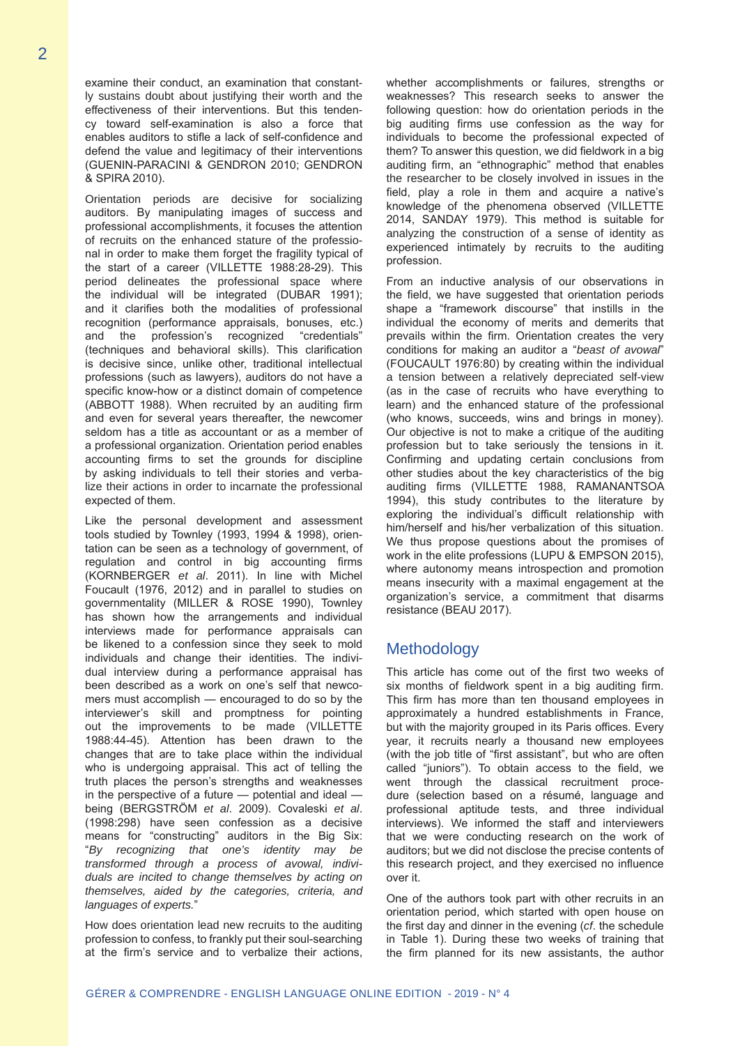examine their conduct, an examination that constantly sustains doubt about justifying their worth and the effectiveness of their interventions. But this tendency toward self-examination is also a force that enables auditors to stifle a lack of self-confidence and defend the value and legitimacy of their interventions (GUENIN-PARACINI & GENDRON 2010; GENDRON & SPIRA 2010).

Orientation periods are decisive for socializing auditors. By manipulating images of success and professional accomplishments, it focuses the attention of recruits on the enhanced stature of the professional in order to make them forget the fragility typical of the start of a career (VILLETTE 1988:28-29). This period delineates the professional space where the individual will be integrated (DUBAR 1991); and it clarifies both the modalities of professional recognition (performance appraisals, bonuses, etc.) and the profession's recognized "credentials" (techniques and behavioral skills). This clarification is decisive since, unlike other, traditional intellectual professions (such as lawyers), auditors do not have a specific know-how or a distinct domain of competence (ABBOTT 1988). When recruited by an auditing firm and even for several years thereafter, the newcomer seldom has a title as accountant or as a member of a professional organization. Orientation period enables accounting firms to set the grounds for discipline by asking individuals to tell their stories and verbalize their actions in order to incarnate the professional expected of them.

Like the personal development and assessment tools studied by Townley (1993, 1994 & 1998), orientation can be seen as a technology of government, of regulation and control in big accounting firms (KORNBERGER *et al*. 2011). In line with Michel Foucault (1976, 2012) and in parallel to studies on governmentality (MILLER & ROSE 1990), Townley has shown how the arrangements and individual interviews made for performance appraisals can be likened to a confession since they seek to mold individuals and change their identities. The individual interview during a performance appraisal has been described as a work on one's self that newcomers must accomplish — encouraged to do so by the interviewer's skill and promptness for pointing out the improvements to be made (VILLETTE 1988:44-45). Attention has been drawn to the changes that are to take place within the individual who is undergoing appraisal. This act of telling the truth places the person's strengths and weaknesses in the perspective of a future — potential and ideal — being (BERGSTRÖM *et al*. 2009). Covaleski *et al*. (1998:298) have seen confession as a decisive means for "constructing" auditors in the Big Six: "*By recognizing that one's identity may be transformed through a process of avowal, individuals are incited to change themselves by acting on themselves, aided by the categories, criteria, and languages of experts.*"

How does orientation lead new recruits to the auditing profession to confess, to frankly put their soul-searching at the firm's service and to verbalize their actions, whether accomplishments or failures, strengths or weaknesses? This research seeks to answer the following question: how do orientation periods in the big auditing firms use confession as the way for individuals to become the professional expected of them? To answer this question, we did fieldwork in a big auditing firm, an "ethnographic" method that enables the researcher to be closely involved in issues in the field, play a role in them and acquire a native's knowledge of the phenomena observed (VILLETTE 2014, SANDAY 1979). This method is suitable for analyzing the construction of a sense of identity as experienced intimately by recruits to the auditing profession.

From an inductive analysis of our observations in the field, we have suggested that orientation periods shape a "framework discourse" that instills in the individual the economy of merits and demerits that prevails within the firm. Orientation creates the very conditions for making an auditor a "*beast of avowal*" (FOUCAULT 1976:80) by creating within the individual a tension between a relatively depreciated self-view (as in the case of recruits who have everything to learn) and the enhanced stature of the professional (who knows, succeeds, wins and brings in money). Our objective is not to make a critique of the auditing profession but to take seriously the tensions in it. Confirming and updating certain conclusions from other studies about the key characteristics of the big auditing firms (VILLETTE 1988, RAMANANTSOA 1994), this study contributes to the literature by exploring the individual's difficult relationship with him/herself and his/her verbalization of this situation. We thus propose questions about the promises of work in the elite professions (LUPU & EMPSON 2015), where autonomy means introspection and promotion means insecurity with a maximal engagement at the organization's service, a commitment that disarms resistance (BEAU 2017).

## Methodology

This article has come out of the first two weeks of six months of fieldwork spent in a big auditing firm. This firm has more than ten thousand employees in approximately a hundred establishments in France, but with the majority grouped in its Paris offices. Every year, it recruits nearly a thousand new employees (with the job title of "first assistant", but who are often called "juniors"). To obtain access to the field, we went through the classical recruitment procedure (selection based on a résumé, language and professional aptitude tests, and three individual interviews). We informed the staff and interviewers that we were conducting research on the work of auditors; but we did not disclose the precise contents of this research project, and they exercised no influence over it.

One of the authors took part with other recruits in an orientation period, which started with open house on the first day and dinner in the evening (*cf*. the schedule in Table 1). During these two weeks of training that the firm planned for its new assistants, the author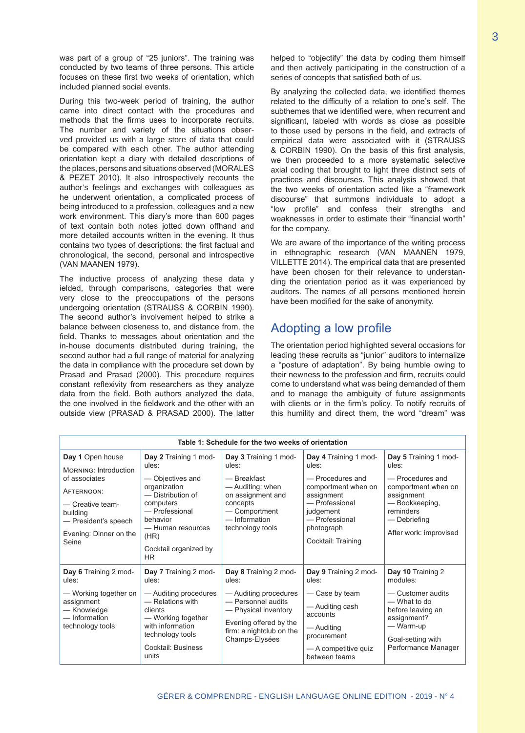was part of a group of "25 juniors". The training was conducted by two teams of three persons. This article focuses on these first two weeks of orientation, which included planned social events.

During this two-week period of training, the author came into direct contact with the procedures and methods that the firms uses to incorporate recruits. The number and variety of the situations observed provided us with a large store of data that could be compared with each other. The author attending orientation kept a diary with detailed descriptions of the places, persons and situations observed (MORALES & PEZET 2010). It also introspectively recounts the author's feelings and exchanges with colleagues as he underwent orientation, a complicated process of being introduced to a profession, colleagues and a new work environment. This diary's more than 600 pages of text contain both notes jotted down offhand and more detailed accounts written in the evening. It thus contains two types of descriptions: the first factual and chronological, the second, personal and introspective (VAN MAANEN 1979).

The inductive process of analyzing these data y ielded, through comparisons, categories that were very close to the preoccupations of the persons undergoing orientation (STRAUSS & CORBIN 1990). The second author's involvement helped to strike a balance between closeness to, and distance from, the field. Thanks to messages about orientation and the in-house documents distributed during training, the second author had a full range of material for analyzing the data in compliance with the procedure set down by Prasad and Prasad (2000). This procedure requires constant reflexivity from researchers as they analyze data from the field. Both authors analyzed the data, the one involved in the fieldwork and the other with an outside view (PRASAD & PRASAD 2000). The latter helped to "objectify" the data by coding them himself and then actively participating in the construction of a series of concepts that satisfied both of us.

By analyzing the collected data, we identified themes related to the difficulty of a relation to one's self. The subthemes that we identified were, when recurrent and significant, labeled with words as close as possible to those used by persons in the field, and extracts of empirical data were associated with it (STRAUSS & CORBIN 1990). On the basis of this first analysis, we then proceeded to a more systematic selective axial coding that brought to light three distinct sets of practices and discourses. This analysis showed that the two weeks of orientation acted like a "framework discourse" that summons individuals to adopt a "low profile" and confess their strengths and weaknesses in order to estimate their "financial worth" for the company.

We are aware of the importance of the writing process in ethnographic research (VAN MAANEN 1979, VILLETTE 2014). The empirical data that are presented have been chosen for their relevance to understanding the orientation period as it was experienced by auditors. The names of all persons mentioned herein have been modified for the sake of anonymity.

## Adopting a low profile

The orientation period highlighted several occasions for leading these recruits as "junior" auditors to internalize a "posture of adaptation". By being humble owing to their newness to the profession and firm, recruits could come to understand what was being demanded of them and to manage the ambiguity of future assignments with clients or in the firm's policy. To notify recruits of this humility and direct them, the word "dream" was

**Table 1: Schedule for the two weeks of orientation**

| | | | | |
|---|---|---|---|---|
| **Day 1** Open house<br>MORNING: Introduction of associates<br>AFTERNOON:<br>— Creative team-building<br>— President's speech<br>Evening: Dinner on the Seine | **Day 2** Training 1 modules:<br>— Objectives and organization<br>— Distribution of computers<br>— Professional behavior<br>— Human resources (HR)<br>Cocktail organized by HR | **Day 3** Training 1 modules:<br>— Breakfast<br>— Auditing: when on assignment and concepts<br>— Comportment<br>— Information technology tools | **Day 4** Training 1 modules:<br>— Procedures and comportment when on assignment<br>— Professional judgement<br>— Professional photograph<br>Cocktail: Training | **Day 5** Training 1 modules:<br>— Procedures and comportment when on assignment<br>— Bookkeeping, reminders<br>— Debriefing<br>After work: improvised |
| **Day 6** Training 2 modules:<br>— Working together on assignment<br>— Knowledge<br>— Information technology tools | **Day 7** Training 2 modules:<br>— Auditing procedures<br>— Relations with clients<br>— Working together with information technology tools<br>Cocktail: Business units | **Day 8** Training 2 modules:<br>— Auditing procedures<br>— Personnel audits<br>— Physical inventory<br>Evening offered by the firm: a nightclub on the Champs-Elysées | **Day 9** Training 2 modules:<br>— Case by team<br>— Auditing cash accounts<br>— Auditing procurement<br>— A competitive quiz between teams | **Day 10** Training 2 modules:<br>— Customer audits<br>— What to do before leaving an assignment?<br>— Warm-up<br>Goal-setting with Performance Manager |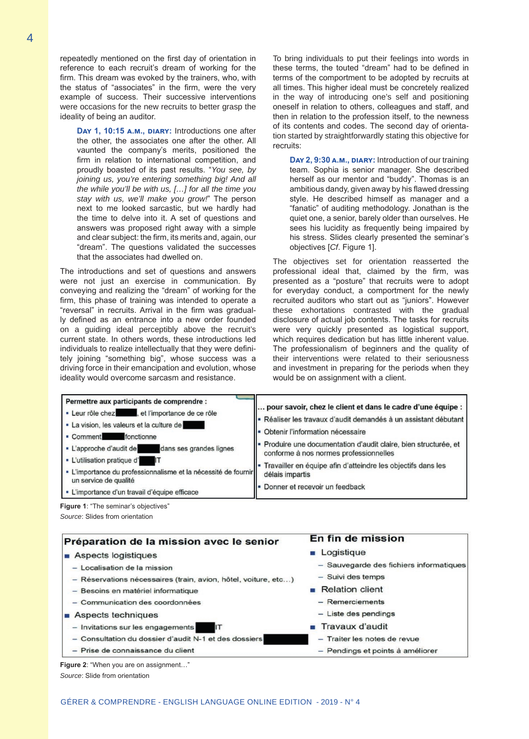repeatedly mentioned on the first day of orientation in reference to each recruit's dream of working for the firm. This dream was evoked by the trainers, who, with the status of "associates" in the firm, were the very example of success. Their successive interventions were occasions for the new recruits to better grasp the ideality of being an auditor.

> **Day 1, 10:15 a.m., diary:** Introductions one after the other, the associates one after the other. All vaunted the company's merits, positioned the firm in relation to international competition, and proudly boasted of its past results. "*You see, by joining us, you're entering something big! And all the while you'll be with us, […] for all the time you stay with us, we'll make you grow!*" The person next to me looked sarcastic, but we hardly had the time to delve into it. A set of questions and answers was proposed right away with a simple and clear subject: the firm, its merits and, again, our "dream". The questions validated the successes that the associates had dwelled on.

The introductions and set of questions and answers were not just an exercise in communication. By conveying and realizing the "dream" of working for the firm, this phase of training was intended to operate a "reversal" in recruits. Arrival in the firm was gradually defined as an entrance into a new order founded on a guiding ideal perceptibly above the recruit's current state. In others words, these introductions led individuals to realize intellectually that they were definitely joining "something big", whose success was a driving force in their emancipation and evolution, whose ideality would overcome sarcasm and resistance.

To bring individuals to put their feelings into words in these terms, the touted "dream" had to be defined in terms of the comportment to be adopted by recruits at all times. This higher ideal must be concretely realized in the way of introducing one's self and positioning oneself in relation to others, colleagues and staff, and then in relation to the profession itself, to the newness of its contents and codes. The second day of orientation started by straightforwardly stating this objective for recruits:

> **Day 2, 9:30 a.m., diary:** Introduction of our training team. Sophia is senior manager. She described herself as our mentor and "buddy". Thomas is an ambitious dandy, given away by his flawed dressing style. He described himself as manager and a "fanatic" of auditing methodology. Jonathan is the quiet one, a senior, barely older than ourselves. He sees his lucidity as frequently being impaired by his stress. Slides clearly presented the seminar's objectives [*Cf.* Figure 1].

The objectives set for orientation reasserted the professional ideal that, claimed by the firm, was presented as a "posture" that recruits were to adopt for everyday conduct, a comportment for the newly recruited auditors who start out as "juniors". However these exhortations contrasted with the gradual disclosure of actual job contents. The tasks for recruits were very quickly presented as logistical support, which requires dedication but has little inherent value. The professionalism of beginners and the quality of their interventions were related to their seriousness and investment in preparing for the periods when they would be on assignment with a client.

| Permettre aux participants de comprendre : | … pour savoir, chez le client et dans le cadre d'une équipe : |
|---|---|
| ▪ Leur rôle chez ███, et l'importance de ce rôle | ▪ Réaliser les travaux d'audit demandés à un assistant débutant |
| ▪ La vision, les valeurs et la culture de ███ | ▪ Obtenir l'information nécessaire |
| ▪ Comment ███ fonctionne | ▪ Produire une documentation d'audit claire, bien structurée, et conforme à nos normes professionnelles |
| ▪ L'approche d'audit de ███ dans ses grandes lignes | ▪ Travailler en équipe afin d'atteindre les objectifs dans les délais impartis |
| ▪ L'utilisation pratique d'███IT | ▪ Donner et recevoir un feedback |
| ▪ L'importance du professionnalisme et la nécessité de fournir un service de qualité | |
| ▪ L'importance d'un travail d'équipe efficace | |

**Figure 1**: "The seminar's objectives"
*Source*: Slides from orientation

| Préparation de la mission avec le senior | En fin de mission |
|---|---|
| ▪ **Aspects logistiques** | ▪ **Logistique** |
| – Localisation de la mission | – Sauvegarde des fichiers informatiques |
| – Réservations nécessaires (train, avion, hôtel, voiture, etc…) | – Suivi des temps |
| – Besoins en matériel informatique | ▪ **Relation client** |
| – Communication des coordonnées | – Remerciements |
| ▪ **Aspects techniques** | – Liste des pendings |
| – Invitations sur les engagements ███IT | ▪ **Travaux d'audit** |
| – Consultation du dossier d'audit N-1 et des dossiers ███ | – Traiter les notes de revue |
| – Prise de connaissance du client | – Pendings et points à améliorer |

**Figure 2**: "When you are on assignment…"
*Source*: Slide from orientation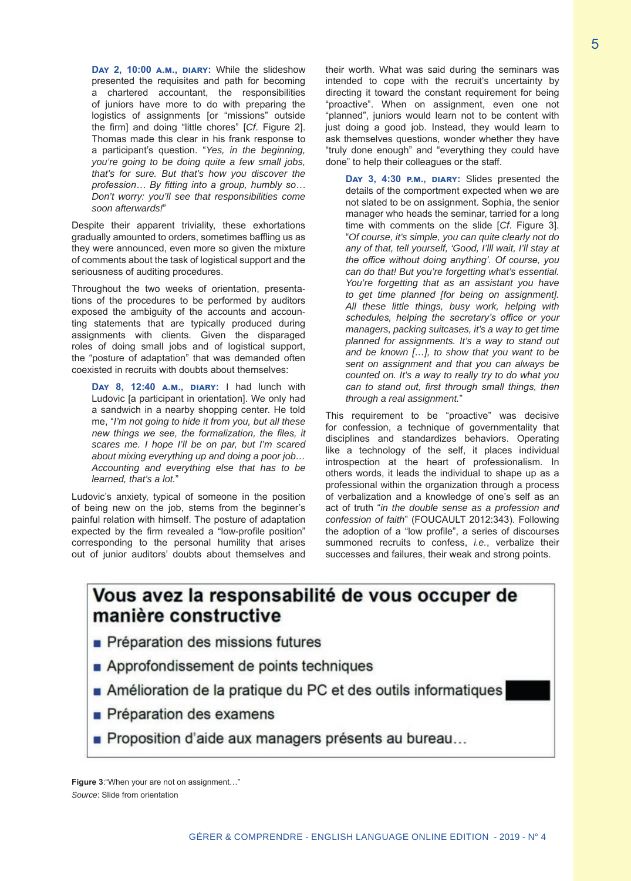**Day 2, 10:00 a.m., diary:** While the slideshow presented the requisites and path for becoming a chartered accountant, the responsibilities of juniors have more to do with preparing the logistics of assignments [or "missions" outside the firm] and doing "little chores" [*Cf.* Figure 2]. Thomas made this clear in his frank response to a participant's question. "*Yes, in the beginning, you're going to be doing quite a few small jobs, that's for sure. But that's how you discover the profession… By fitting into a group, humbly so… Don't worry: you'll see that responsibilities come soon afterwards!*"

Despite their apparent triviality, these exhortations gradually amounted to orders, sometimes baffling us as they were announced, even more so given the mixture of comments about the task of logistical support and the seriousness of auditing procedures.

Throughout the two weeks of orientation, presentations of the procedures to be performed by auditors exposed the ambiguity of the accounts and accounting statements that are typically produced during assignments with clients. Given the disparaged roles of doing small jobs and of logistical support, the "posture of adaptation" that was demanded often coexisted in recruits with doubts about themselves:

**Day 8, 12:40 a.m., diary:** I had lunch with Ludovic [a participant in orientation]. We only had a sandwich in a nearby shopping center. He told me, "*I'm not going to hide it from you, but all these new things we see, the formalization, the files, it scares me. I hope I'll be on par, but I'm scared about mixing everything up and doing a poor job… Accounting and everything else that has to be learned, that's a lot.*"

Ludovic's anxiety, typical of someone in the position of being new on the job, stems from the beginner's painful relation with himself. The posture of adaptation expected by the firm revealed a "low-profile position" corresponding to the personal humility that arises out of junior auditors' doubts about themselves and their worth. What was said during the seminars was intended to cope with the recruit's uncertainty by directing it toward the constant requirement for being "proactive". When on assignment, even one not "planned", juniors would learn not to be content with just doing a good job. Instead, they would learn to ask themselves questions, wonder whether they have "truly done enough" and "everything they could have done" to help their colleagues or the staff.

**Day 3, 4:30 p.m., diary:** Slides presented the details of the comportment expected when we are not slated to be on assignment. Sophia, the senior manager who heads the seminar, tarried for a long time with comments on the slide [*Cf.* Figure 3]. "*Of course, it's simple, you can quite clearly not do any of that, tell yourself, 'Good, I'll wait, I'll stay at the office without doing anything'. Of course, you can do that! But you're forgetting what's essential. You're forgetting that as an assistant you have to get time planned [for being on assignment]. All these little things, busy work, helping with schedules, helping the secretary's office or your managers, packing suitcases, it's a way to get time planned for assignments. It's a way to stand out and be known […], to show that you want to be sent on assignment and that you can always be counted on. It's a way to really try to do what you can to stand out, first through small things, then through a real assignment.*"

This requirement to be "proactive" was decisive for confession, a technique of governmentality that disciplines and standardizes behaviors. Operating like a technology of the self, it places individual introspection at the heart of professionalism. In others words, it leads the individual to shape up as a professional within the organization through a process of verbalization and a knowledge of one's self as an act of truth "*in the double sense as a profession and confession of faith*" (FOUCAULT 2012:343). Following the adoption of a "low profile", a series of discourses summoned recruits to confess, *i.e.*, verbalize their successes and failures, their weak and strong points.

**Vous avez la responsabilité de vous occuper de manière constructive**

- Préparation des missions futures
- Approfondissement de points techniques
- Amélioration de la pratique du PC et des outils informatiques
- Préparation des examens
- Proposition d'aide aux managers présents au bureau…

**Figure 3**:"When your are not on assignment…"
*Source*: Slide from orientation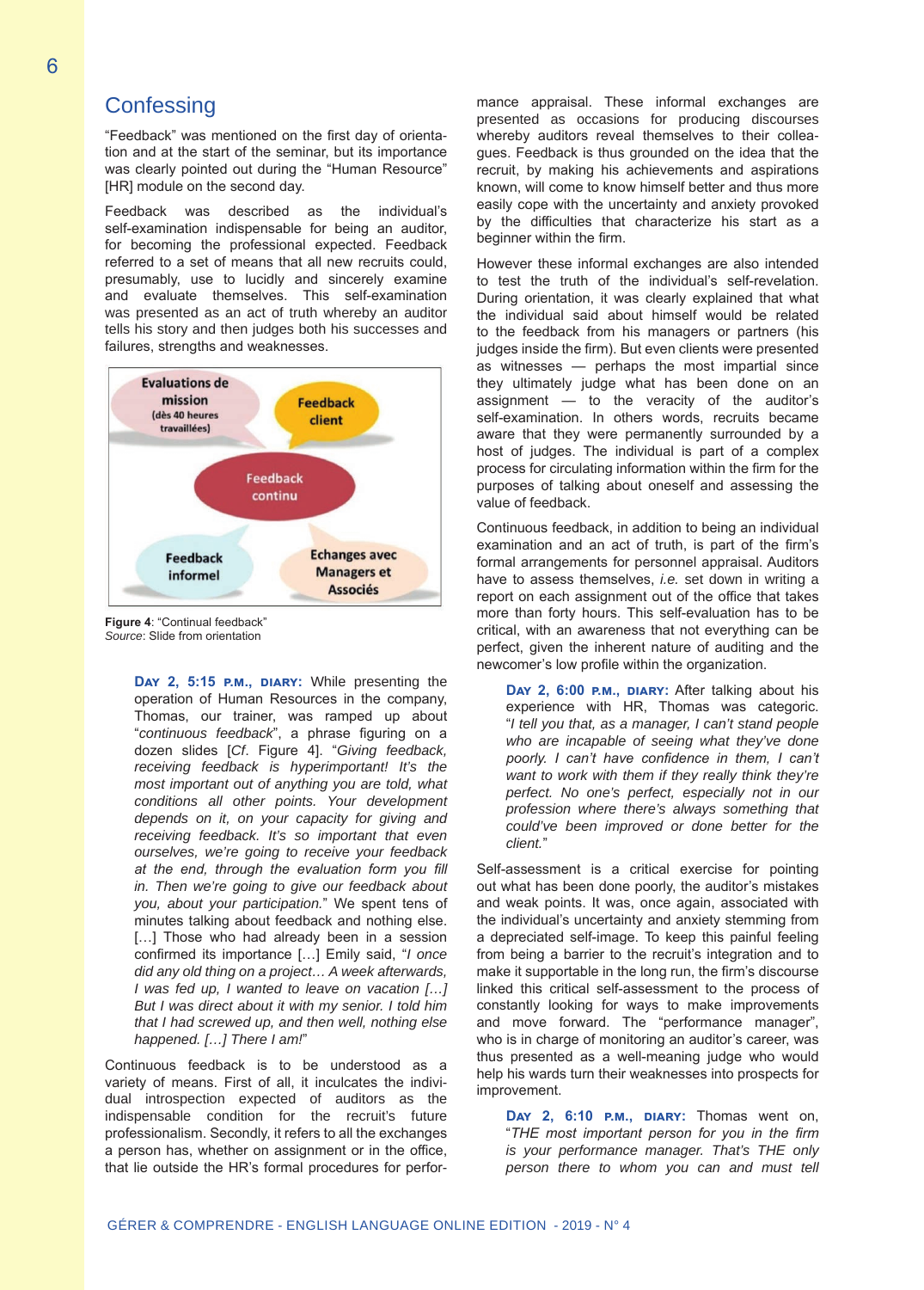## Confessing

"Feedback" was mentioned on the first day of orientation and at the start of the seminar, but its importance was clearly pointed out during the "Human Resource" [HR] module on the second day.

Feedback was described as the individual's self-examination indispensable for being an auditor, for becoming the professional expected. Feedback referred to a set of means that all new recruits could, presumably, use to lucidly and sincerely examine and evaluate themselves. This self-examination was presented as an act of truth whereby an auditor tells his story and then judges both his successes and failures, strengths and weaknesses.

Evaluations de mission (dès 40 heures travaillées)

Feedback client

Feedback continu

Feedback informel

Echanges avec Managers et Associés

**Figure 4**: "Continual feedback"
*Source*: Slide from orientation

> **Day 2, 5:15 p.m., diary:** While presenting the operation of Human Resources in the company, Thomas, our trainer, was ramped up about "*continuous feedback*", a phrase figuring on a dozen slides [*Cf*. Figure 4]. "*Giving feedback, receiving feedback is hyperimportant! It's the most important out of anything you are told, what conditions all other points. Your development depends on it, on your capacity for giving and receiving feedback. It's so important that even ourselves, we're going to receive your feedback at the end, through the evaluation form you fill in. Then we're going to give our feedback about you, about your participation.*" We spent tens of minutes talking about feedback and nothing else. […] Those who had already been in a session confirmed its importance […] Emily said, "*I once did any old thing on a project… A week afterwards, I was fed up, I wanted to leave on vacation […] But I was direct about it with my senior. I told him that I had screwed up, and then well, nothing else happened. […] There I am!*"

Continuous feedback is to be understood as a variety of means. First of all, it inculcates the individual introspection expected of auditors as the indispensable condition for the recruit's future professionalism. Secondly, it refers to all the exchanges a person has, whether on assignment or in the office, that lie outside the HR's formal procedures for performance appraisal. These informal exchanges are presented as occasions for producing discourses whereby auditors reveal themselves to their colleagues. Feedback is thus grounded on the idea that the recruit, by making his achievements and aspirations known, will come to know himself better and thus more easily cope with the uncertainty and anxiety provoked by the difficulties that characterize his start as a beginner within the firm.

However these informal exchanges are also intended to test the truth of the individual's self-revelation. During orientation, it was clearly explained that what the individual said about himself would be related to the feedback from his managers or partners (his judges inside the firm). But even clients were presented as witnesses — perhaps the most impartial since they ultimately judge what has been done on an assignment — to the veracity of the auditor's self-examination. In others words, recruits became aware that they were permanently surrounded by a host of judges. The individual is part of a complex process for circulating information within the firm for the purposes of talking about oneself and assessing the value of feedback.

Continuous feedback, in addition to being an individual examination and an act of truth, is part of the firm's formal arrangements for personnel appraisal. Auditors have to assess themselves, *i.e.* set down in writing a report on each assignment out of the office that takes more than forty hours. This self-evaluation has to be critical, with an awareness that not everything can be perfect, given the inherent nature of auditing and the newcomer's low profile within the organization.

> **Day 2, 6:00 p.m., diary:** After talking about his experience with HR, Thomas was categoric. "*I tell you that, as a manager, I can't stand people who are incapable of seeing what they've done poorly. I can't have confidence in them, I can't want to work with them if they really think they're perfect. No one's perfect, especially not in our profession where there's always something that could've been improved or done better for the client.*"

Self-assessment is a critical exercise for pointing out what has been done poorly, the auditor's mistakes and weak points. It was, once again, associated with the individual's uncertainty and anxiety stemming from a depreciated self-image. To keep this painful feeling from being a barrier to the recruit's integration and to make it supportable in the long run, the firm's discourse linked this critical self-assessment to the process of constantly looking for ways to make improvements and move forward. The "performance manager", who is in charge of monitoring an auditor's career, was thus presented as a well-meaning judge who would help his wards turn their weaknesses into prospects for improvement.

> **Day 2, 6:10 p.m., diary:** Thomas went on, "*THE most important person for you in the firm is your performance manager. That's THE only person there to whom you can and must tell*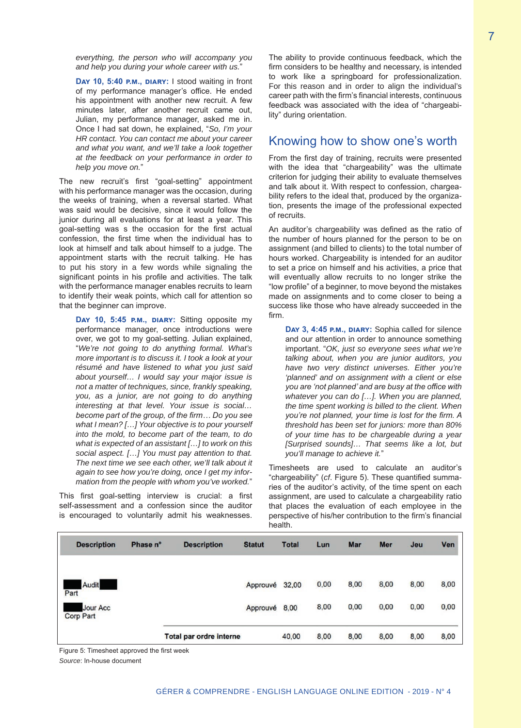*everything, the person who will accompany you and help you during your whole career with us.*"

**Day 10, 5:40 p.m., diary:** I stood waiting in front of my performance manager's office. He ended his appointment with another new recruit. A few minutes later, after another recruit came out, Julian, my performance manager, asked me in. Once I had sat down, he explained, "*So, I'm your HR contact. You can contact me about your career and what you want, and we'll take a look together at the feedback on your performance in order to help you move on.*"

The new recruit's first "goal-setting" appointment with his performance manager was the occasion, during the weeks of training, when a reversal started. What was said would be decisive, since it would follow the junior during all evaluations for at least a year. This goal-setting was s the occasion for the first actual confession, the first time when the individual has to look at himself and talk about himself to a judge. The appointment starts with the recruit talking. He has to put his story in a few words while signaling the significant points in his profile and activities. The talk with the performance manager enables recruits to learn to identify their weak points, which call for attention so that the beginner can improve.

**Day 10, 5:45 p.m., diary:** Sitting opposite my performance manager, once introductions were over, we got to my goal-setting. Julian explained, "*We're not going to do anything formal. What's more important is to discuss it. I took a look at your résumé and have listened to what you just said about yourself… I would say your major issue is not a matter of techniques, since, frankly speaking, you, as a junior, are not going to do anything interesting at that level. Your issue is social… become part of the group, of the firm… Do you see what I mean? […] Your objective is to pour yourself into the mold, to become part of the team, to do what is expected of an assistant […] to work on this social aspect. […] You must pay attention to that. The next time we see each other, we'll talk about it again to see how you're doing, once I get my information from the people with whom you've worked.*"

This first goal-setting interview is crucial: a first self-assessment and a confession since the auditor is encouraged to voluntarily admit his weaknesses. The ability to provide continuous feedback, which the firm considers to be healthy and necessary, is intended to work like a springboard for professionalization. For this reason and in order to align the individual's career path with the firm's financial interests, continuous feedback was associated with the idea of "chargeability" during orientation.

## Knowing how to show one's worth

From the first day of training, recruits were presented with the idea that "chargeability" was the ultimate criterion for judging their ability to evaluate themselves and talk about it. With respect to confession, chargeability refers to the ideal that, produced by the organization, presents the image of the professional expected of recruits.

An auditor's chargeability was defined as the ratio of the number of hours planned for the person to be on assignment (and billed to clients) to the total number of hours worked. Chargeability is intended for an auditor to set a price on himself and his activities, a price that will eventually allow recruits to no longer strike the "low profile" of a beginner, to move beyond the mistakes made on assignments and to come closer to being a success like those who have already succeeded in the firm.

**Day 3, 4:45 p.m., diary:** Sophia called for silence and our attention in order to announce something important. "*OK, just so everyone sees what we're talking about, when you are junior auditors, you have two very distinct universes. Either you're 'planned' and on assignment with a client or else you are 'not planned' and are busy at the office with whatever you can do […]. When you are planned, the time spent working is billed to the client. When you're not planned, your time is lost for the firm. A threshold has been set for juniors: more than 80% of your time has to be chargeable during a year [Surprised sounds]… That seems like a lot, but you'll manage to achieve it.*"

Timesheets are used to calculate an auditor's "chargeability" (*cf.* Figure 5). These quantified summaries of the auditor's activity, of the time spent on each assignment, are used to calculate a chargeability ratio that places the evaluation of each employee in the perspective of his/her contribution to the firm's financial health.

| Description | Phase n° | Description | Statut | Total | Lun | Mar | Mer | Jeu | Ven |
|---|---|---|---|---|---|---|---|---|---|
| ██ Audit ██ Part | | | Approuvé | 32,00 | 0,00 | 8,00 | 8,00 | 8,00 | 8,00 |
| ██ Jour Acc Corp Part | | | Approuvé | 8,00 | 8,00 | 0,00 | 0,00 | 0,00 | 0,00 |
| | | Total par ordre interne | | 40,00 | 8,00 | 8,00 | 8,00 | 8,00 | 8,00 |

Figure 5: Timesheet approved the first week

*Source*: In-house document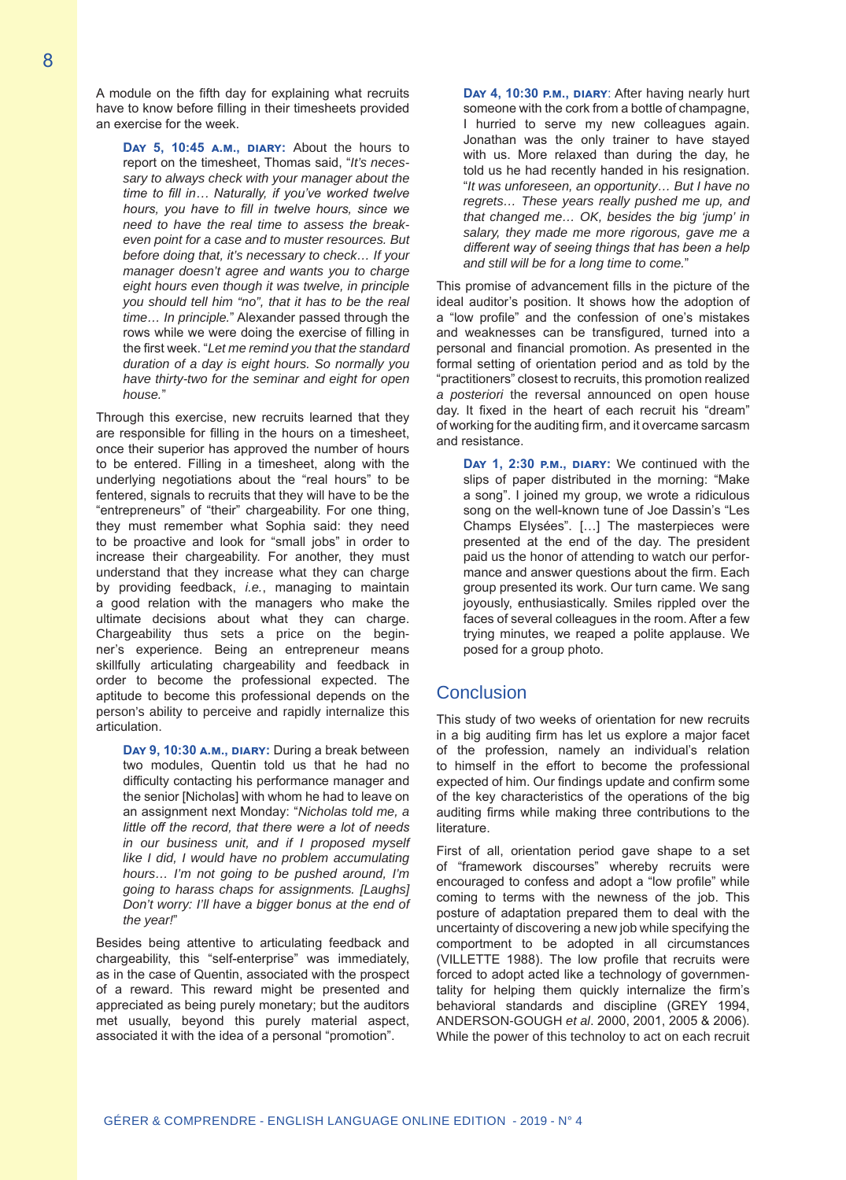A module on the fifth day for explaining what recruits have to know before filling in their timesheets provided an exercise for the week.

> **Day 5, 10:45 a.m., diary:** About the hours to report on the timesheet, Thomas said, "*It's necessary to always check with your manager about the time to fill in… Naturally, if you've worked twelve hours, you have to fill in twelve hours, since we need to have the real time to assess the break-even point for a case and to muster resources. But before doing that, it's necessary to check… If your manager doesn't agree and wants you to charge eight hours even though it was twelve, in principle you should tell him "no", that it has to be the real time… In principle.*" Alexander passed through the rows while we were doing the exercise of filling in the first week. "*Let me remind you that the standard duration of a day is eight hours. So normally you have thirty-two for the seminar and eight for open house.*"

Through this exercise, new recruits learned that they are responsible for filling in the hours on a timesheet, once their superior has approved the number of hours to be entered. Filling in a timesheet, along with the underlying negotiations about the "real hours" to be fentered, signals to recruits that they will have to be the "entrepreneurs" of "their" chargeability. For one thing, they must remember what Sophia said: they need to be proactive and look for "small jobs" in order to increase their chargeability. For another, they must understand that they increase what they can charge by providing feedback, *i.e.*, managing to maintain a good relation with the managers who make the ultimate decisions about what they can charge. Chargeability thus sets a price on the beginner's experience. Being an entrepreneur means skillfully articulating chargeability and feedback in order to become the professional expected. The aptitude to become this professional depends on the person's ability to perceive and rapidly internalize this articulation.

> **Day 9, 10:30 a.m., diary:** During a break between two modules, Quentin told us that he had no difficulty contacting his performance manager and the senior [Nicholas] with whom he had to leave on an assignment next Monday: "*Nicholas told me, a little off the record, that there were a lot of needs in our business unit, and if I proposed myself like I did, I would have no problem accumulating hours… I'm not going to be pushed around, I'm going to harass chaps for assignments. [Laughs] Don't worry: I'll have a bigger bonus at the end of the year!*"

Besides being attentive to articulating feedback and chargeability, this "self-enterprise" was immediately, as in the case of Quentin, associated with the prospect of a reward. This reward might be presented and appreciated as being purely monetary; but the auditors met usually, beyond this purely material aspect, associated it with the idea of a personal "promotion".

> **Day 4, 10:30 p.m., diary**: After having nearly hurt someone with the cork from a bottle of champagne, I hurried to serve my new colleagues again. Jonathan was the only trainer to have stayed with us. More relaxed than during the day, he told us he had recently handed in his resignation. "*It was unforeseen, an opportunity… But I have no regrets… These years really pushed me up, and that changed me… OK, besides the big 'jump' in salary, they made me more rigorous, gave me a different way of seeing things that has been a help and still will be for a long time to come.*"

This promise of advancement fills in the picture of the ideal auditor's position. It shows how the adoption of a "low profile" and the confession of one's mistakes and weaknesses can be transfigured, turned into a personal and financial promotion. As presented in the formal setting of orientation period and as told by the "practitioners" closest to recruits, this promotion realized *a posteriori* the reversal announced on open house day. It fixed in the heart of each recruit his "dream" of working for the auditing firm, and it overcame sarcasm and resistance.

> **Day 1, 2:30 p.m., diary:** We continued with the slips of paper distributed in the morning: "Make a song". I joined my group, we wrote a ridiculous song on the well-known tune of Joe Dassin's "Les Champs Elysées". […] The masterpieces were presented at the end of the day. The president paid us the honor of attending to watch our performance and answer questions about the firm. Each group presented its work. Our turn came. We sang joyously, enthusiastically. Smiles rippled over the faces of several colleagues in the room. After a few trying minutes, we reaped a polite applause. We posed for a group photo.

## Conclusion

This study of two weeks of orientation for new recruits in a big auditing firm has let us explore a major facet of the profession, namely an individual's relation to himself in the effort to become the professional expected of him. Our findings update and confirm some of the key characteristics of the operations of the big auditing firms while making three contributions to the literature.

First of all, orientation period gave shape to a set of "framework discourses" whereby recruits were encouraged to confess and adopt a "low profile" while coming to terms with the newness of the job. This posture of adaptation prepared them to deal with the uncertainty of discovering a new job while specifying the comportment to be adopted in all circumstances (VILLETTE 1988). The low profile that recruits were forced to adopt acted like a technology of governmentality for helping them quickly internalize the firm's behavioral standards and discipline (GREY 1994, ANDERSON-GOUGH *et al*. 2000, 2001, 2005 & 2006). While the power of this technoloy to act on each recruit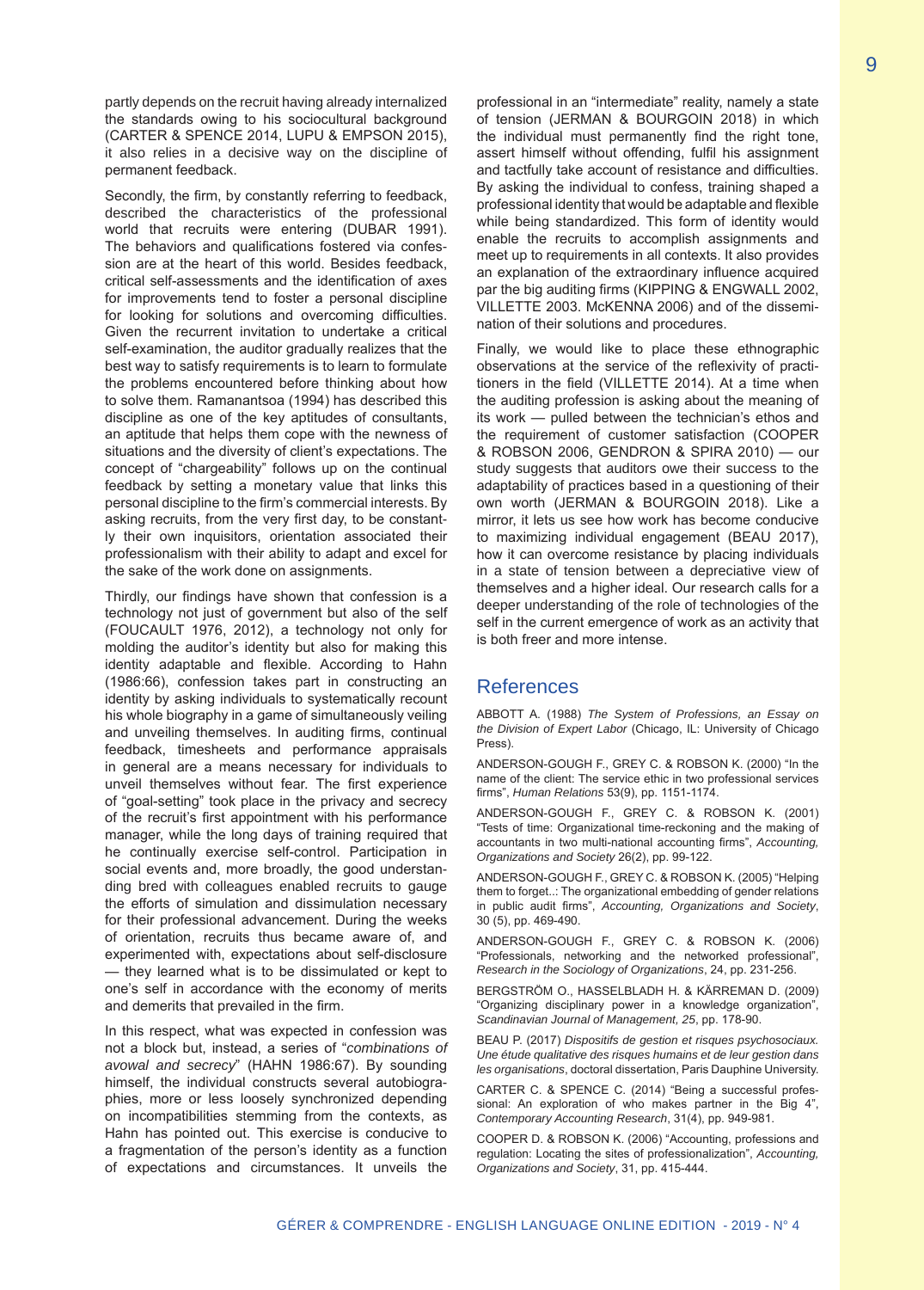partly depends on the recruit having already internalized the standards owing to his sociocultural background (CARTER & SPENCE 2014, LUPU & EMPSON 2015), it also relies in a decisive way on the discipline of permanent feedback.

Secondly, the firm, by constantly referring to feedback, described the characteristics of the professional world that recruits were entering (DUBAR 1991). The behaviors and qualifications fostered via confession are at the heart of this world. Besides feedback, critical self-assessments and the identification of axes for improvements tend to foster a personal discipline for looking for solutions and overcoming difficulties. Given the recurrent invitation to undertake a critical self-examination, the auditor gradually realizes that the best way to satisfy requirements is to learn to formulate the problems encountered before thinking about how to solve them. Ramanantsoa (1994) has described this discipline as one of the key aptitudes of consultants, an aptitude that helps them cope with the newness of situations and the diversity of client's expectations. The concept of "chargeability" follows up on the continual feedback by setting a monetary value that links this personal discipline to the firm's commercial interests. By asking recruits, from the very first day, to be constantly their own inquisitors, orientation associated their professionalism with their ability to adapt and excel for the sake of the work done on assignments.

Thirdly, our findings have shown that confession is a technology not just of government but also of the self (FOUCAULT 1976, 2012), a technology not only for molding the auditor's identity but also for making this identity adaptable and flexible. According to Hahn (1986:66), confession takes part in constructing an identity by asking individuals to systematically recount his whole biography in a game of simultaneously veiling and unveiling themselves. In auditing firms, continual feedback, timesheets and performance appraisals in general are a means necessary for individuals to unveil themselves without fear. The first experience of "goal-setting" took place in the privacy and secrecy of the recruit's first appointment with his performance manager, while the long days of training required that he continually exercise self-control. Participation in social events and, more broadly, the good understanding bred with colleagues enabled recruits to gauge the efforts of simulation and dissimulation necessary for their professional advancement. During the weeks of orientation, recruits thus became aware of, and experimented with, expectations about self-disclosure — they learned what is to be dissimulated or kept to one's self in accordance with the economy of merits and demerits that prevailed in the firm.

In this respect, what was expected in confession was not a block but, instead, a series of "*combinations of avowal and secrecy*" (HAHN 1986:67). By sounding himself, the individual constructs several autobiographies, more or less loosely synchronized depending on incompatibilities stemming from the contexts, as Hahn has pointed out. This exercise is conducive to a fragmentation of the person's identity as a function of expectations and circumstances. It unveils the professional in an "intermediate" reality, namely a state of tension (JERMAN & BOURGOIN 2018) in which the individual must permanently find the right tone, assert himself without offending, fulfil his assignment and tactfully take account of resistance and difficulties. By asking the individual to confess, training shaped a professional identity that would be adaptable and flexible while being standardized. This form of identity would enable the recruits to accomplish assignments and meet up to requirements in all contexts. It also provides an explanation of the extraordinary influence acquired par the big auditing firms (KIPPING & ENGWALL 2002, VILLETTE 2003. McKENNA 2006) and of the dissemination of their solutions and procedures.

Finally, we would like to place these ethnographic observations at the service of the reflexivity of practitioners in the field (VILLETTE 2014). At a time when the auditing profession is asking about the meaning of its work — pulled between the technician's ethos and the requirement of customer satisfaction (COOPER & ROBSON 2006, GENDRON & SPIRA 2010) — our study suggests that auditors owe their success to the adaptability of practices based in a questioning of their own worth (JERMAN & BOURGOIN 2018). Like a mirror, it lets us see how work has become conducive to maximizing individual engagement (BEAU 2017), how it can overcome resistance by placing individuals in a state of tension between a depreciative view of themselves and a higher ideal. Our research calls for a deeper understanding of the role of technologies of the self in the current emergence of work as an activity that is both freer and more intense.

## References

ABBOTT A. (1988) *The System of Professions, an Essay on the Division of Expert Labor* (Chicago, IL: University of Chicago Press).

ANDERSON-GOUGH F., GREY C. & ROBSON K. (2000) "In the name of the client: The service ethic in two professional services firms", *Human Relations* 53(9), pp. 1151-1174.

ANDERSON-GOUGH F., GREY C. & ROBSON K. (2001) "Tests of time: Organizational time-reckoning and the making of accountants in two multi-national accounting firms", *Accounting, Organizations and Society* 26(2), pp. 99-122.

ANDERSON-GOUGH F., GREY C. & ROBSON K. (2005) "Helping them to forget..: The organizational embedding of gender relations in public audit firms", *Accounting, Organizations and Society*, 30 (5), pp. 469-490.

ANDERSON-GOUGH F., GREY C. & ROBSON K. (2006) "Professionals, networking and the networked professional", *Research in the Sociology of Organizations*, 24, pp. 231-256.

BERGSTRÖM O., HASSELBLADH H. & KÄRREMAN D. (2009) "Organizing disciplinary power in a knowledge organization", *Scandinavian Journal of Management, 25*, pp. 178-90.

BEAU P. (2017) *Dispositifs de gestion et risques psychosociaux. Une étude qualitative des risques humains et de leur gestion dans les organisations*, doctoral dissertation, Paris Dauphine University.

CARTER C. & SPENCE C. (2014) "Being a successful professional: An exploration of who makes partner in the Big 4", *Contemporary Accounting Research*, 31(4), pp. 949-981.

COOPER D. & ROBSON K. (2006) "Accounting, professions and regulation: Locating the sites of professionalization", *Accounting, Organizations and Society*, 31, pp. 415-444.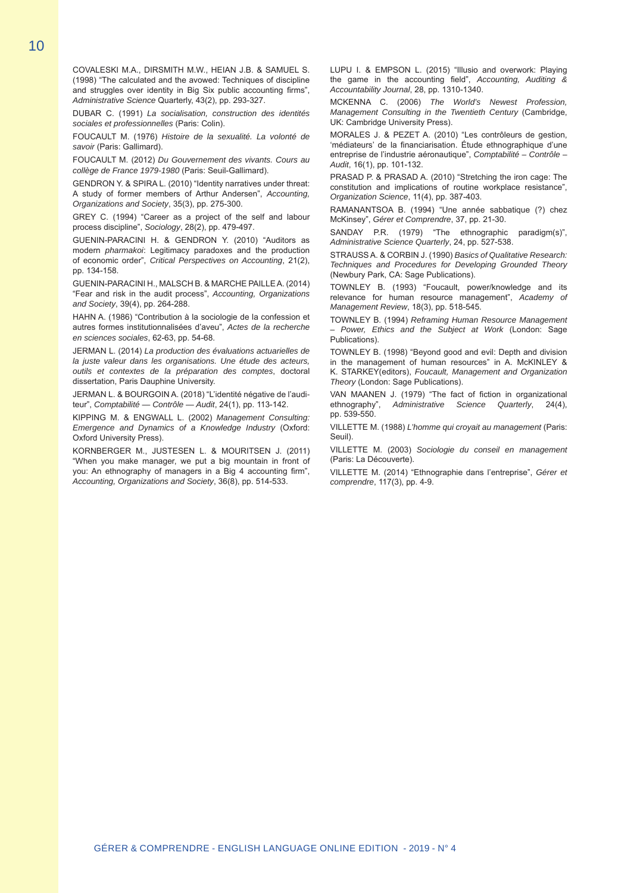COVALESKI M.A., DIRSMITH M.W., HEIAN J.B. & SAMUEL S. (1998) "The calculated and the avowed: Techniques of discipline and struggles over identity in Big Six public accounting firms", *Administrative Science* Quarterly, 43(2), pp. 293-327.

DUBAR C. (1991) *La socialisation, construction des identités sociales et professionnelles* (Paris: Colin).

FOUCAULT M. (1976) *Histoire de la sexualité. La volonté de savoir* (Paris: Gallimard).

FOUCAULT M. (2012) *Du Gouvernement des vivants. Cours au collège de France 1979-1980* (Paris: Seuil-Gallimard).

GENDRON Y. & SPIRA L. (2010) "Identity narratives under threat: A study of former members of Arthur Andersen", *Accounting, Organizations and Society*, 35(3), pp. 275-300.

GREY C. (1994) "Career as a project of the self and labour process discipline", *Sociology*, 28(2), pp. 479-497.

GUENIN-PARACINI H. & GENDRON Y. (2010) "Auditors as modern *pharmakoi*: Legitimacy paradoxes and the production of economic order", *Critical Perspectives on Accounting*, 21(2), pp. 134-158.

GUENIN-PARACINI H., MALSCH B. & MARCHE PAILLE A. (2014) "Fear and risk in the audit process", *Accounting, Organizations and Society*, 39(4), pp. 264-288.

HAHN A. (1986) "Contribution à la sociologie de la confession et autres formes institutionnalisées d'aveu", *Actes de la recherche en sciences sociales*, 62-63, pp. 54-68.

JERMAN L. (2014) *La production des évaluations actuarielles de la juste valeur dans les organisations. Une étude des acteurs, outils et contextes de la préparation des comptes*, doctoral dissertation, Paris Dauphine University.

JERMAN L. & BOURGOIN A. (2018) "L'identité négative de l'auditeur", *Comptabilité — Contrôle — Audit*, 24(1), pp. 113-142.

KIPPING M. & ENGWALL L. (2002) *Management Consulting: Emergence and Dynamics of a Knowledge Industry* (Oxford: Oxford University Press).

KORNBERGER M., JUSTESEN L. & MOURITSEN J. (2011) "When you make manager, we put a big mountain in front of you: An ethnography of managers in a Big 4 accounting firm", *Accounting, Organizations and Society*, 36(8), pp. 514-533.

LUPU I. & EMPSON L. (2015) "Illusio and overwork: Playing the game in the accounting field", *Accounting, Auditing & Accountability Journal*, 28, pp. 1310-1340.

MCKENNA C. (2006) *The World's Newest Profession, Management Consulting in the Twentieth Century* (Cambridge, UK: Cambridge University Press).

MORALES J. & PEZET A. (2010) "Les contrôleurs de gestion, 'médiateurs' de la financiarisation. Étude ethnographique d'une entreprise de l'industrie aéronautique", *Comptabilité – Contrôle – Audit*, 16(1), pp. 101-132.

PRASAD P. & PRASAD A. (2010) "Stretching the iron cage: The constitution and implications of routine workplace resistance", *Organization Science*, 11(4), pp. 387-403.

RAMANANTSOA B. (1994) "Une année sabbatique (?) chez McKinsey", *Gérer et Comprendre*, 37, pp. 21-30.

SANDAY P.R. (1979) "The ethnographic paradigm(s)", *Administrative Science Quarterly*, 24, pp. 527-538.

STRAUSS A. & CORBIN J. (1990) *Basics of Qualitative Research: Techniques and Procedures for Developing Grounded Theory* (Newbury Park, CA: Sage Publications).

TOWNLEY B. (1993) "Foucault, power/knowledge and its relevance for human resource management", *Academy of Management Review*, 18(3), pp. 518-545.

TOWNLEY B. (1994) *Reframing Human Resource Management – Power, Ethics and the Subject at Work* (London: Sage Publications).

TOWNLEY B. (1998) "Beyond good and evil: Depth and division in the management of human resources" in A. McKINLEY & K. STARKEY(editors), *Foucault, Management and Organization Theory* (London: Sage Publications).

VAN MAANEN J. (1979) "The fact of fiction in organizational ethnography", *Administrative Science Quarterly*, 24(4), pp. 539-550.

VILLETTE M. (1988) *L'homme qui croyait au management* (Paris: Seuil).

VILLETTE M. (2003) *Sociologie du conseil en management* (Paris: La Découverte).

VILLETTE M. (2014) "Ethnographie dans l'entreprise", *Gérer et comprendre*, 117(3), pp. 4-9.